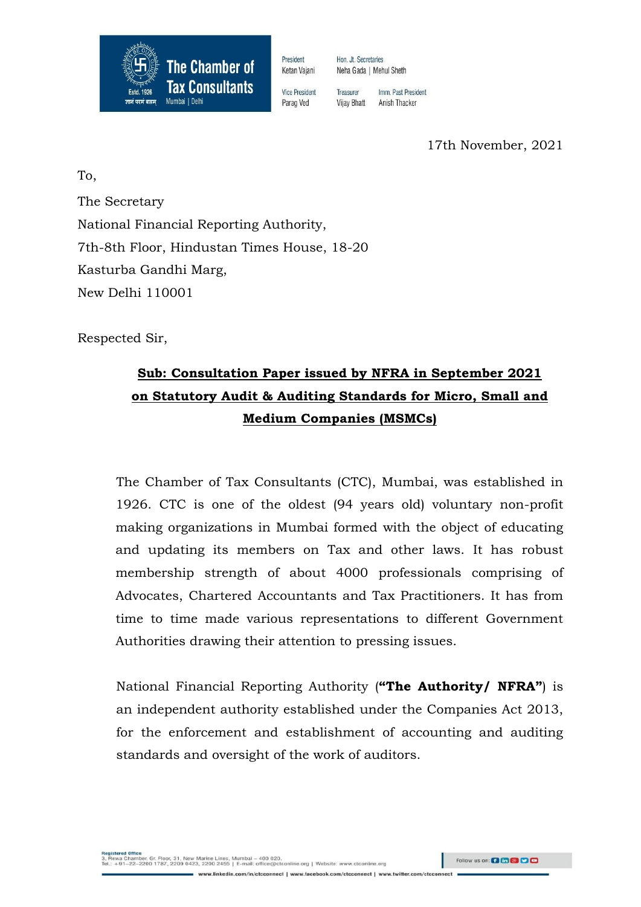The Chamber of Tax Consultants
Mumbai | Delhi
Estd. 1926

President
Ketan Vajani

Vice President
Parag Ved

Hon. Jt. Secretaries
Neha Gada | Mehul Sheth

Treasurer
Vijay Bhatt

Imm. Past President
Anish Thacker

17th November, 2021

To,

The Secretary
National Financial Reporting Authority,
7th-8th Floor, Hindustan Times House, 18-20
Kasturba Gandhi Marg,
New Delhi 110001

Respected Sir,

**Sub: Consultation Paper issued by NFRA in September 2021 on Statutory Audit & Auditing Standards for Micro, Small and Medium Companies (MSMCs)**

The Chamber of Tax Consultants (CTC), Mumbai, was established in 1926. CTC is one of the oldest (94 years old) voluntary non-profit making organizations in Mumbai formed with the object of educating and updating its members on Tax and other laws. It has robust membership strength of about 4000 professionals comprising of Advocates, Chartered Accountants and Tax Practitioners. It has from time to time made various representations to different Government Authorities drawing their attention to pressing issues.

National Financial Reporting Authority (**"The Authority/ NFRA"**) is an independent authority established under the Companies Act 2013, for the enforcement and establishment of accounting and auditing standards and oversight of the work of auditors.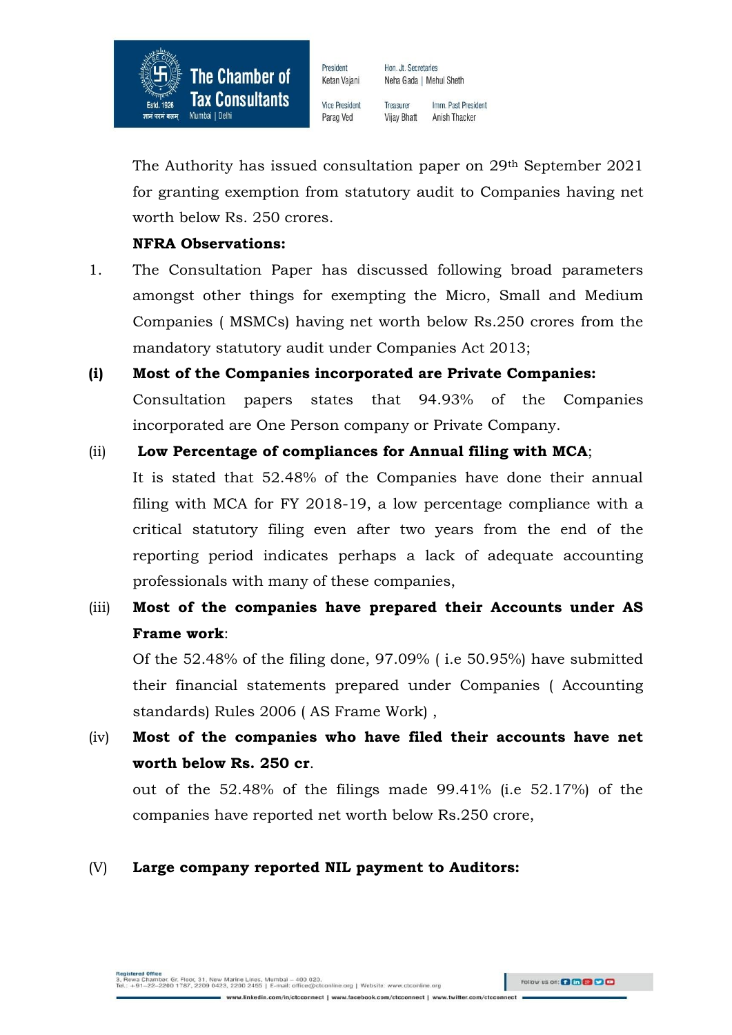The Authority has issued consultation paper on 29th September 2021 for granting exemption from statutory audit to Companies having net worth below Rs. 250 crores.

**NFRA Observations:**

1. The Consultation Paper has discussed following broad parameters amongst other things for exempting the Micro, Small and Medium Companies ( MSMCs) having net worth below Rs.250 crores from the mandatory statutory audit under Companies Act 2013;

**(i) Most of the Companies incorporated are Private Companies:**

Consultation papers states that 94.93% of the Companies incorporated are One Person company or Private Company.

(ii) **Low Percentage of compliances for Annual filing with MCA**;

It is stated that 52.48% of the Companies have done their annual filing with MCA for FY 2018-19, a low percentage compliance with a critical statutory filing even after two years from the end of the reporting period indicates perhaps a lack of adequate accounting professionals with many of these companies,

(iii) **Most of the companies have prepared their Accounts under AS Frame work**:

Of the 52.48% of the filing done, 97.09% ( i.e 50.95%) have submitted their financial statements prepared under Companies ( Accounting standards) Rules 2006 ( AS Frame Work) ,

(iv) **Most of the companies who have filed their accounts have net worth below Rs. 250 cr**.

out of the 52.48% of the filings made 99.41% (i.e 52.17%) of the companies have reported net worth below Rs.250 crore,

(V) **Large company reported NIL payment to Auditors:**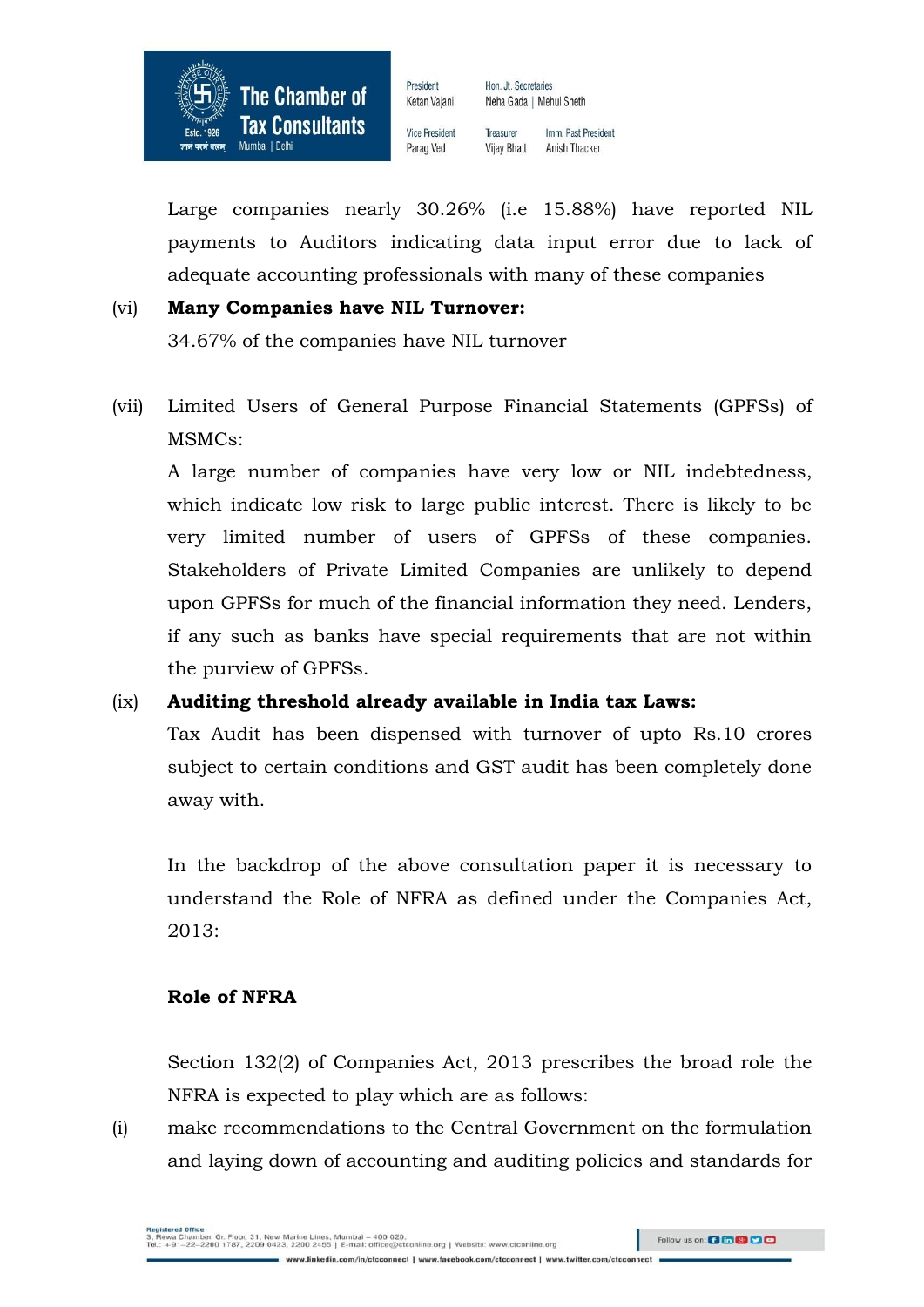Large companies nearly 30.26% (i.e 15.88%) have reported NIL payments to Auditors indicating data input error due to lack of adequate accounting professionals with many of these companies

(vi) **Many Companies have NIL Turnover:**

34.67% of the companies have NIL turnover

(vii) Limited Users of General Purpose Financial Statements (GPFSs) of MSMCs:

A large number of companies have very low or NIL indebtedness, which indicate low risk to large public interest. There is likely to be very limited number of users of GPFSs of these companies. Stakeholders of Private Limited Companies are unlikely to depend upon GPFSs for much of the financial information they need. Lenders, if any such as banks have special requirements that are not within the purview of GPFSs.

(ix) **Auditing threshold already available in India tax Laws:**

Tax Audit has been dispensed with turnover of upto Rs.10 crores subject to certain conditions and GST audit has been completely done away with.

In the backdrop of the above consultation paper it is necessary to understand the Role of NFRA as defined under the Companies Act, 2013:

**<u>Role of NFRA</u>**

Section 132(2) of Companies Act, 2013 prescribes the broad role the NFRA is expected to play which are as follows:

(i) make recommendations to the Central Government on the formulation and laying down of accounting and auditing policies and standards for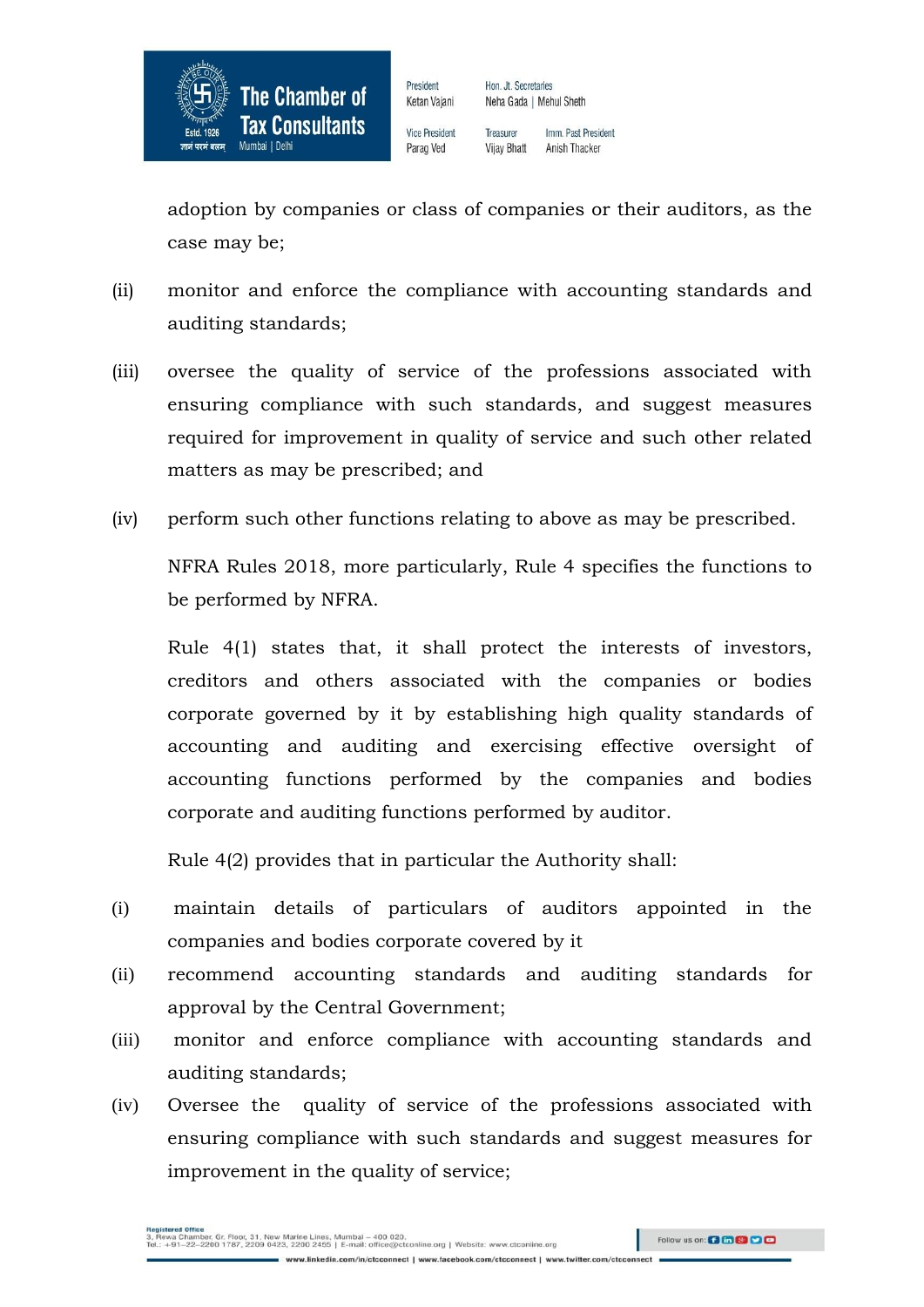adoption by companies or class of companies or their auditors, as the case may be;

(ii) monitor and enforce the compliance with accounting standards and auditing standards;

(iii) oversee the quality of service of the professions associated with ensuring compliance with such standards, and suggest measures required for improvement in quality of service and such other related matters as may be prescribed; and

(iv) perform such other functions relating to above as may be prescribed.

NFRA Rules 2018, more particularly, Rule 4 specifies the functions to be performed by NFRA.

Rule 4(1) states that, it shall protect the interests of investors, creditors and others associated with the companies or bodies corporate governed by it by establishing high quality standards of accounting and auditing and exercising effective oversight of accounting functions performed by the companies and bodies corporate and auditing functions performed by auditor.

Rule 4(2) provides that in particular the Authority shall:

(i) maintain details of particulars of auditors appointed in the companies and bodies corporate covered by it

(ii) recommend accounting standards and auditing standards for approval by the Central Government;

(iii) monitor and enforce compliance with accounting standards and auditing standards;

(iv) Oversee the quality of service of the professions associated with ensuring compliance with such standards and suggest measures for improvement in the quality of service;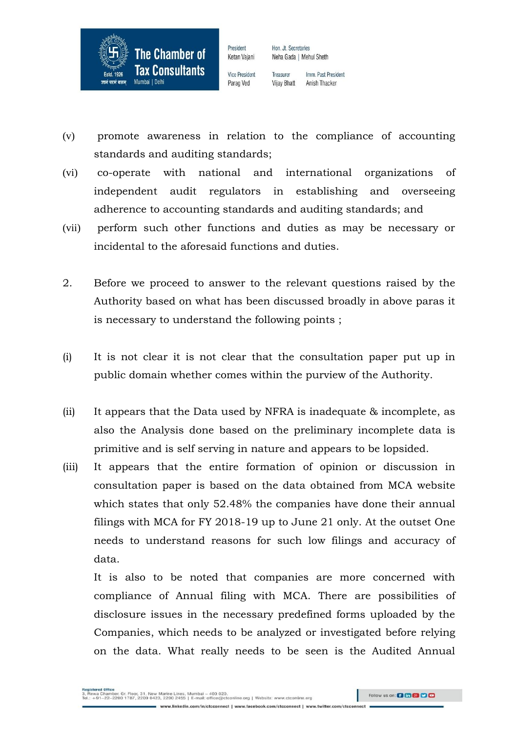(v) promote awareness in relation to the compliance of accounting standards and auditing standards;

(vi) co-operate with national and international organizations of independent audit regulators in establishing and overseeing adherence to accounting standards and auditing standards; and

(vii) perform such other functions and duties as may be necessary or incidental to the aforesaid functions and duties.

2. Before we proceed to answer to the relevant questions raised by the Authority based on what has been discussed broadly in above paras it is necessary to understand the following points ;

(i) It is not clear it is not clear that the consultation paper put up in public domain whether comes within the purview of the Authority.

(ii) It appears that the Data used by NFRA is inadequate & incomplete, as also the Analysis done based on the preliminary incomplete data is primitive and is self serving in nature and appears to be lopsided.

(iii) It appears that the entire formation of opinion or discussion in consultation paper is based on the data obtained from MCA website which states that only 52.48% the companies have done their annual filings with MCA for FY 2018-19 up to June 21 only. At the outset One needs to understand reasons for such low filings and accuracy of data.

It is also to be noted that companies are more concerned with compliance of Annual filing with MCA. There are possibilities of disclosure issues in the necessary predefined forms uploaded by the Companies, which needs to be analyzed or investigated before relying on the data. What really needs to be seen is the Audited Annual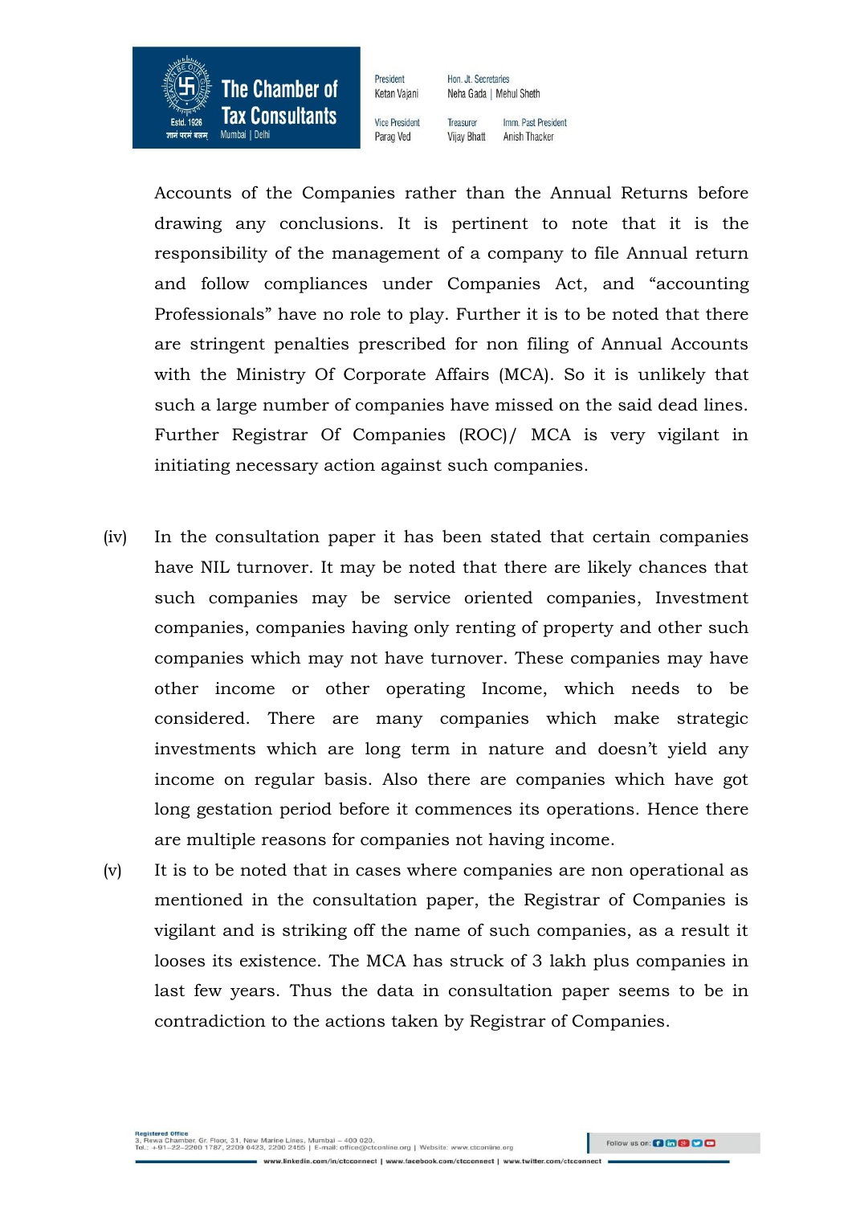Accounts of the Companies rather than the Annual Returns before drawing any conclusions. It is pertinent to note that it is the responsibility of the management of a company to file Annual return and follow compliances under Companies Act, and "accounting Professionals" have no role to play. Further it is to be noted that there are stringent penalties prescribed for non filing of Annual Accounts with the Ministry Of Corporate Affairs (MCA). So it is unlikely that such a large number of companies have missed on the said dead lines. Further Registrar Of Companies (ROC)/ MCA is very vigilant in initiating necessary action against such companies.

(iv) In the consultation paper it has been stated that certain companies have NIL turnover. It may be noted that there are likely chances that such companies may be service oriented companies, Investment companies, companies having only renting of property and other such companies which may not have turnover. These companies may have other income or other operating Income, which needs to be considered. There are many companies which make strategic investments which are long term in nature and doesn't yield any income on regular basis. Also there are companies which have got long gestation period before it commences its operations. Hence there are multiple reasons for companies not having income.

(v) It is to be noted that in cases where companies are non operational as mentioned in the consultation paper, the Registrar of Companies is vigilant and is striking off the name of such companies, as a result it looses its existence. The MCA has struck of 3 lakh plus companies in last few years. Thus the data in consultation paper seems to be in contradiction to the actions taken by Registrar of Companies.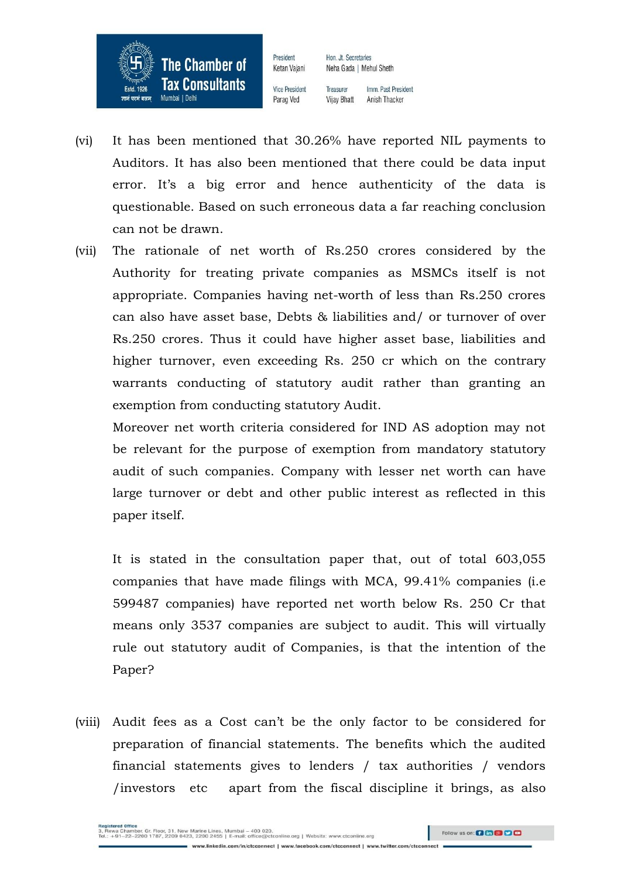(vi) It has been mentioned that 30.26% have reported NIL payments to Auditors. It has also been mentioned that there could be data input error. It's a big error and hence authenticity of the data is questionable. Based on such erroneous data a far reaching conclusion can not be drawn.

(vii) The rationale of net worth of Rs.250 crores considered by the Authority for treating private companies as MSMCs itself is not appropriate. Companies having net-worth of less than Rs.250 crores can also have asset base, Debts & liabilities and/ or turnover of over Rs.250 crores. Thus it could have higher asset base, liabilities and higher turnover, even exceeding Rs. 250 cr which on the contrary warrants conducting of statutory audit rather than granting an exemption from conducting statutory Audit.

Moreover net worth criteria considered for IND AS adoption may not be relevant for the purpose of exemption from mandatory statutory audit of such companies. Company with lesser net worth can have large turnover or debt and other public interest as reflected in this paper itself.

It is stated in the consultation paper that, out of total 603,055 companies that have made filings with MCA, 99.41% companies (i.e 599487 companies) have reported net worth below Rs. 250 Cr that means only 3537 companies are subject to audit. This will virtually rule out statutory audit of Companies, is that the intention of the Paper?

(viii) Audit fees as a Cost can't be the only factor to be considered for preparation of financial statements. The benefits which the audited financial statements gives to lenders / tax authorities / vendors /investors etc apart from the fiscal discipline it brings, as also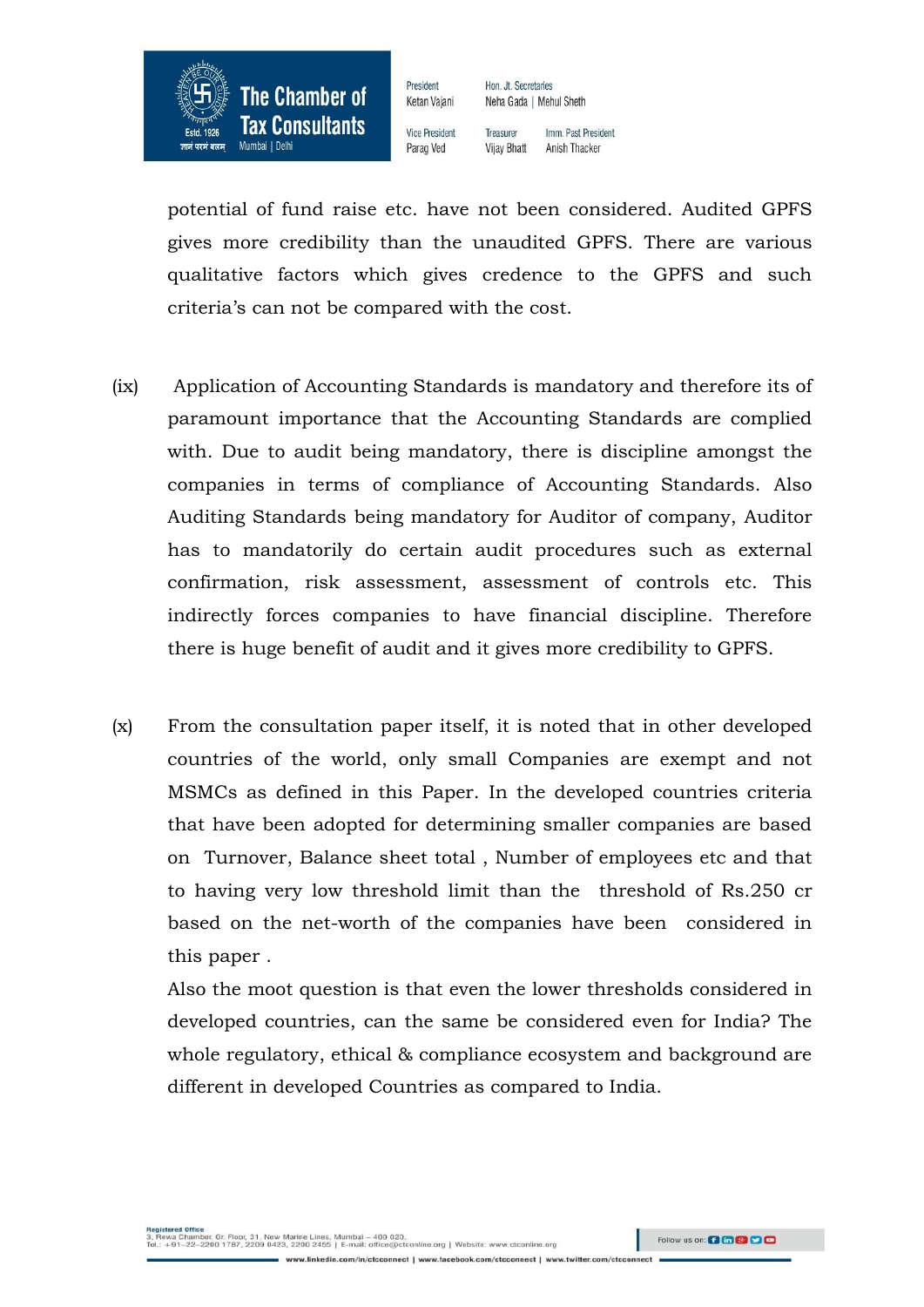potential of fund raise etc. have not been considered. Audited GPFS gives more credibility than the unaudited GPFS. There are various qualitative factors which gives credence to the GPFS and such criteria's can not be compared with the cost.

(ix) Application of Accounting Standards is mandatory and therefore its of paramount importance that the Accounting Standards are complied with. Due to audit being mandatory, there is discipline amongst the companies in terms of compliance of Accounting Standards. Also Auditing Standards being mandatory for Auditor of company, Auditor has to mandatorily do certain audit procedures such as external confirmation, risk assessment, assessment of controls etc. This indirectly forces companies to have financial discipline. Therefore there is huge benefit of audit and it gives more credibility to GPFS.

(x) From the consultation paper itself, it is noted that in other developed countries of the world, only small Companies are exempt and not MSMCs as defined in this Paper. In the developed countries criteria that have been adopted for determining smaller companies are based on Turnover, Balance sheet total , Number of employees etc and that to having very low threshold limit than the threshold of Rs.250 cr based on the net-worth of the companies have been considered in this paper .

Also the moot question is that even the lower thresholds considered in developed countries, can the same be considered even for India? The whole regulatory, ethical & compliance ecosystem and background are different in developed Countries as compared to India.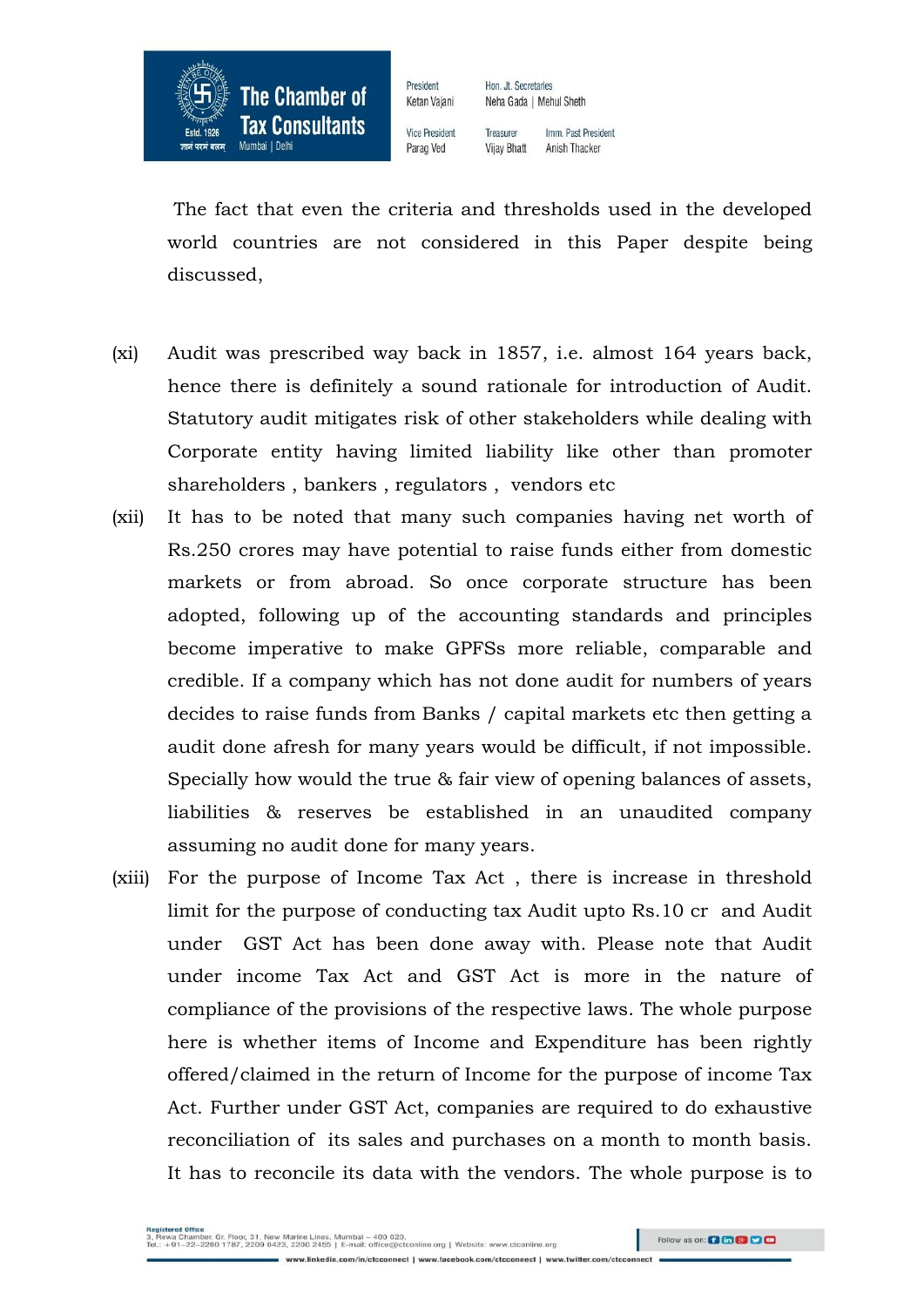The fact that even the criteria and thresholds used in the developed world countries are not considered in this Paper despite being discussed,

(xi) Audit was prescribed way back in 1857, i.e. almost 164 years back, hence there is definitely a sound rationale for introduction of Audit. Statutory audit mitigates risk of other stakeholders while dealing with Corporate entity having limited liability like other than promoter shareholders , bankers , regulators , vendors etc

(xii) It has to be noted that many such companies having net worth of Rs.250 crores may have potential to raise funds either from domestic markets or from abroad. So once corporate structure has been adopted, following up of the accounting standards and principles become imperative to make GPFSs more reliable, comparable and credible. If a company which has not done audit for numbers of years decides to raise funds from Banks / capital markets etc then getting a audit done afresh for many years would be difficult, if not impossible. Specially how would the true & fair view of opening balances of assets, liabilities & reserves be established in an unaudited company assuming no audit done for many years.

(xiii) For the purpose of Income Tax Act , there is increase in threshold limit for the purpose of conducting tax Audit upto Rs.10 cr and Audit under GST Act has been done away with. Please note that Audit under income Tax Act and GST Act is more in the nature of compliance of the provisions of the respective laws. The whole purpose here is whether items of Income and Expenditure has been rightly offered/claimed in the return of Income for the purpose of income Tax Act. Further under GST Act, companies are required to do exhaustive reconciliation of its sales and purchases on a month to month basis. It has to reconcile its data with the vendors. The whole purpose is to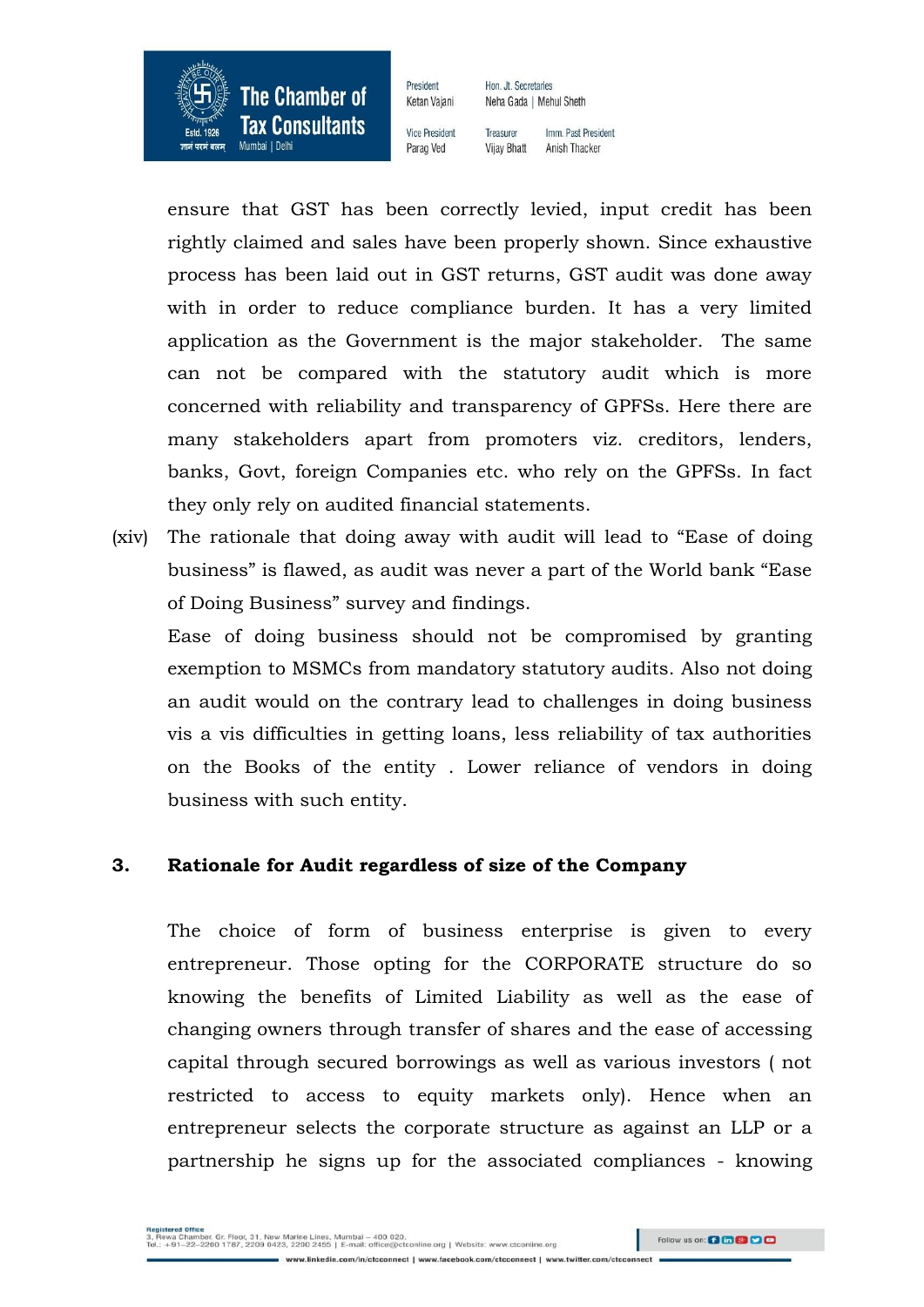ensure that GST has been correctly levied, input credit has been rightly claimed and sales have been properly shown. Since exhaustive process has been laid out in GST returns, GST audit was done away with in order to reduce compliance burden. It has a very limited application as the Government is the major stakeholder. The same can not be compared with the statutory audit which is more concerned with reliability and transparency of GPFSs. Here there are many stakeholders apart from promoters viz. creditors, lenders, banks, Govt, foreign Companies etc. who rely on the GPFSs. In fact they only rely on audited financial statements.

(xiv) The rationale that doing away with audit will lead to "Ease of doing business" is flawed, as audit was never a part of the World bank "Ease of Doing Business" survey and findings.

Ease of doing business should not be compromised by granting exemption to MSMCs from mandatory statutory audits. Also not doing an audit would on the contrary lead to challenges in doing business vis a vis difficulties in getting loans, less reliability of tax authorities on the Books of the entity . Lower reliance of vendors in doing business with such entity.

## 3. Rationale for Audit regardless of size of the Company

The choice of form of business enterprise is given to every entrepreneur. Those opting for the CORPORATE structure do so knowing the benefits of Limited Liability as well as the ease of changing owners through transfer of shares and the ease of accessing capital through secured borrowings as well as various investors ( not restricted to access to equity markets only). Hence when an entrepreneur selects the corporate structure as against an LLP or a partnership he signs up for the associated compliances - knowing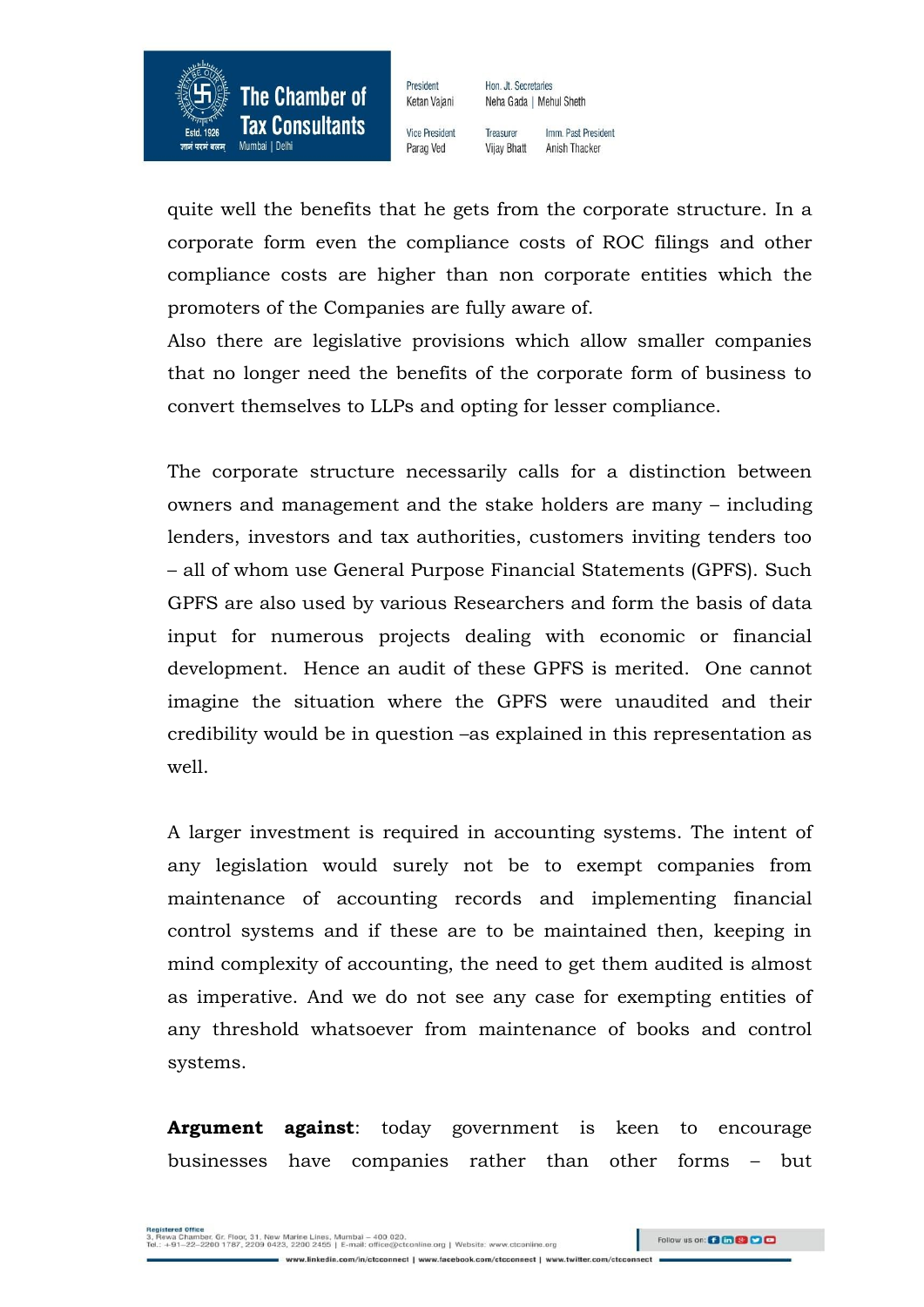quite well the benefits that he gets from the corporate structure. In a corporate form even the compliance costs of ROC filings and other compliance costs are higher than non corporate entities which the promoters of the Companies are fully aware of.
Also there are legislative provisions which allow smaller companies that no longer need the benefits of the corporate form of business to convert themselves to LLPs and opting for lesser compliance.

The corporate structure necessarily calls for a distinction between owners and management and the stake holders are many – including lenders, investors and tax authorities, customers inviting tenders too – all of whom use General Purpose Financial Statements (GPFS). Such GPFS are also used by various Researchers and form the basis of data input for numerous projects dealing with economic or financial development. Hence an audit of these GPFS is merited. One cannot imagine the situation where the GPFS were unaudited and their credibility would be in question –as explained in this representation as well.

A larger investment is required in accounting systems. The intent of any legislation would surely not be to exempt companies from maintenance of accounting records and implementing financial control systems and if these are to be maintained then, keeping in mind complexity of accounting, the need to get them audited is almost as imperative. And we do not see any case for exempting entities of any threshold whatsoever from maintenance of books and control systems.

**Argument against**: today government is keen to encourage businesses have companies rather than other forms – but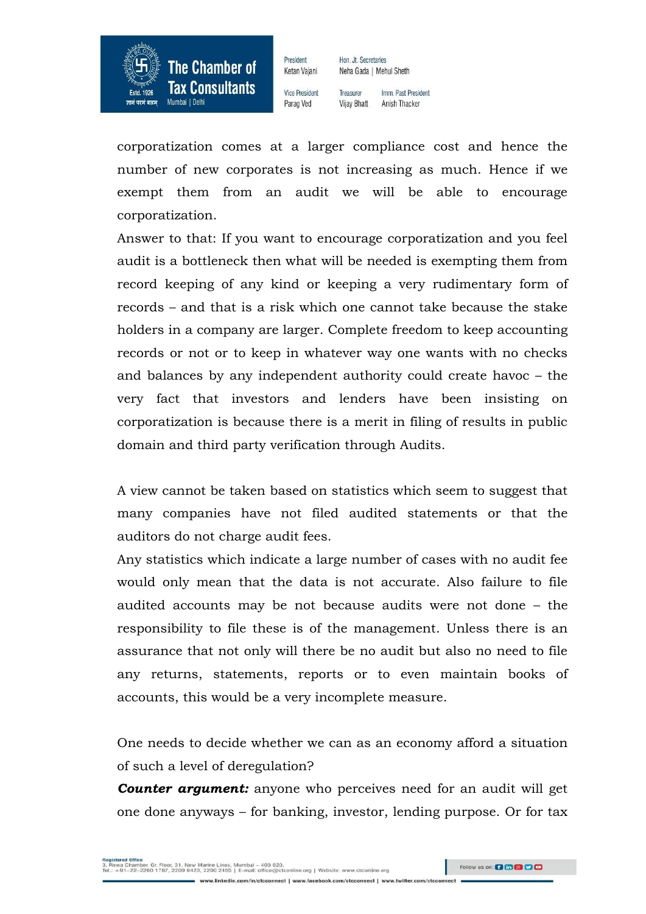corporatization comes at a larger compliance cost and hence the number of new corporates is not increasing as much. Hence if we exempt them from an audit we will be able to encourage corporatization.

Answer to that: If you want to encourage corporatization and you feel audit is a bottleneck then what will be needed is exempting them from record keeping of any kind or keeping a very rudimentary form of records – and that is a risk which one cannot take because the stake holders in a company are larger. Complete freedom to keep accounting records or not or to keep in whatever way one wants with no checks and balances by any independent authority could create havoc – the very fact that investors and lenders have been insisting on corporatization is because there is a merit in filing of results in public domain and third party verification through Audits.

A view cannot be taken based on statistics which seem to suggest that many companies have not filed audited statements or that the auditors do not charge audit fees.

Any statistics which indicate a large number of cases with no audit fee would only mean that the data is not accurate. Also failure to file audited accounts may be not because audits were not done – the responsibility to file these is of the management. Unless there is an assurance that not only will there be no audit but also no need to file any returns, statements, reports or to even maintain books of accounts, this would be a very incomplete measure.

One needs to decide whether we can as an economy afford a situation of such a level of deregulation?

***Counter argument:*** anyone who perceives need for an audit will get one done anyways – for banking, investor, lending purpose. Or for tax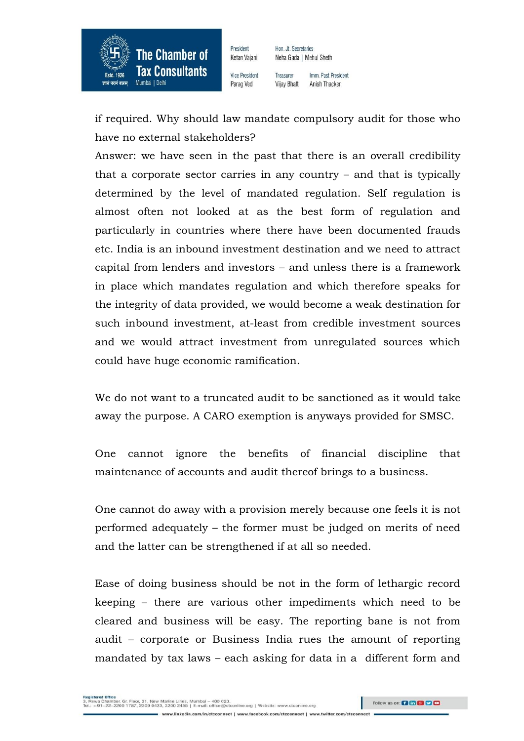if required. Why should law mandate compulsory audit for those who have no external stakeholders?

Answer: we have seen in the past that there is an overall credibility that a corporate sector carries in any country – and that is typically determined by the level of mandated regulation. Self regulation is almost often not looked at as the best form of regulation and particularly in countries where there have been documented frauds etc. India is an inbound investment destination and we need to attract capital from lenders and investors – and unless there is a framework in place which mandates regulation and which therefore speaks for the integrity of data provided, we would become a weak destination for such inbound investment, at-least from credible investment sources and we would attract investment from unregulated sources which could have huge economic ramification.

We do not want to a truncated audit to be sanctioned as it would take away the purpose. A CARO exemption is anyways provided for SMSC.

One cannot ignore the benefits of financial discipline that maintenance of accounts and audit thereof brings to a business.

One cannot do away with a provision merely because one feels it is not performed adequately – the former must be judged on merits of need and the latter can be strengthened if at all so needed.

Ease of doing business should be not in the form of lethargic record keeping – there are various other impediments which need to be cleared and business will be easy. The reporting bane is not from audit – corporate or Business India rues the amount of reporting mandated by tax laws – each asking for data in a different form and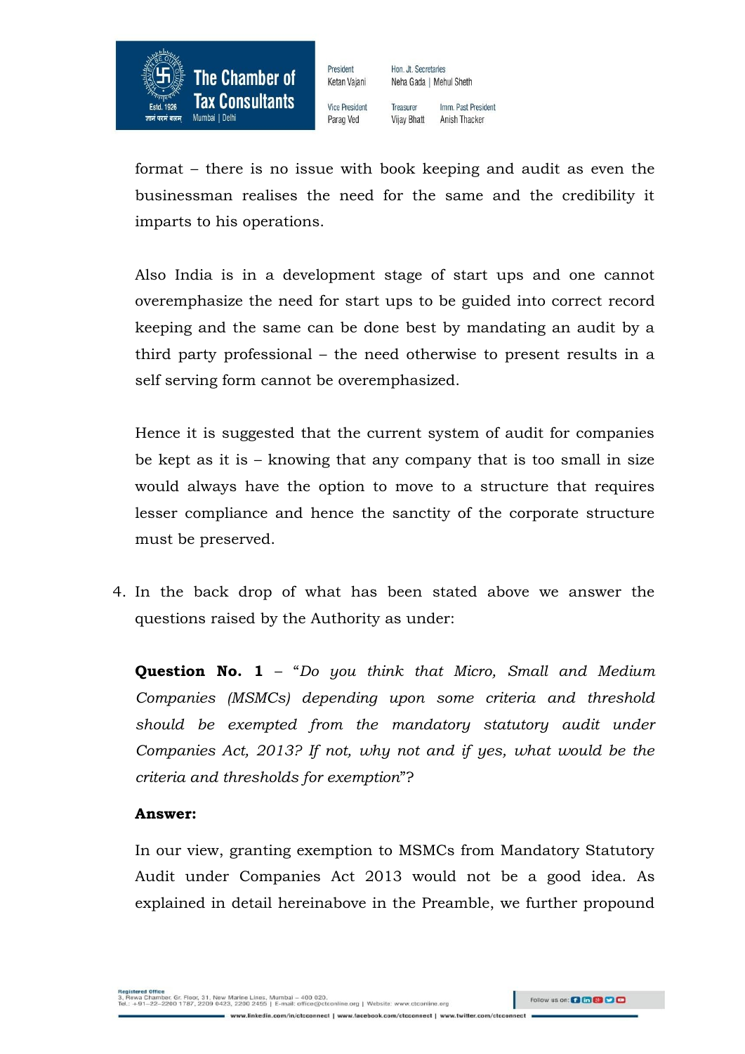format – there is no issue with book keeping and audit as even the businessman realises the need for the same and the credibility it imparts to his operations.

Also India is in a development stage of start ups and one cannot overemphasize the need for start ups to be guided into correct record keeping and the same can be done best by mandating an audit by a third party professional – the need otherwise to present results in a self serving form cannot be overemphasized.

Hence it is suggested that the current system of audit for companies be kept as it is – knowing that any company that is too small in size would always have the option to move to a structure that requires lesser compliance and hence the sanctity of the corporate structure must be preserved.

4. In the back drop of what has been stated above we answer the questions raised by the Authority as under:

**Question No. 1** – "*Do you think that Micro, Small and Medium Companies (MSMCs) depending upon some criteria and threshold should be exempted from the mandatory statutory audit under Companies Act, 2013? If not, why not and if yes, what would be the criteria and thresholds for exemption*"?

**Answer:**

In our view, granting exemption to MSMCs from Mandatory Statutory Audit under Companies Act 2013 would not be a good idea. As explained in detail hereinabove in the Preamble, we further propound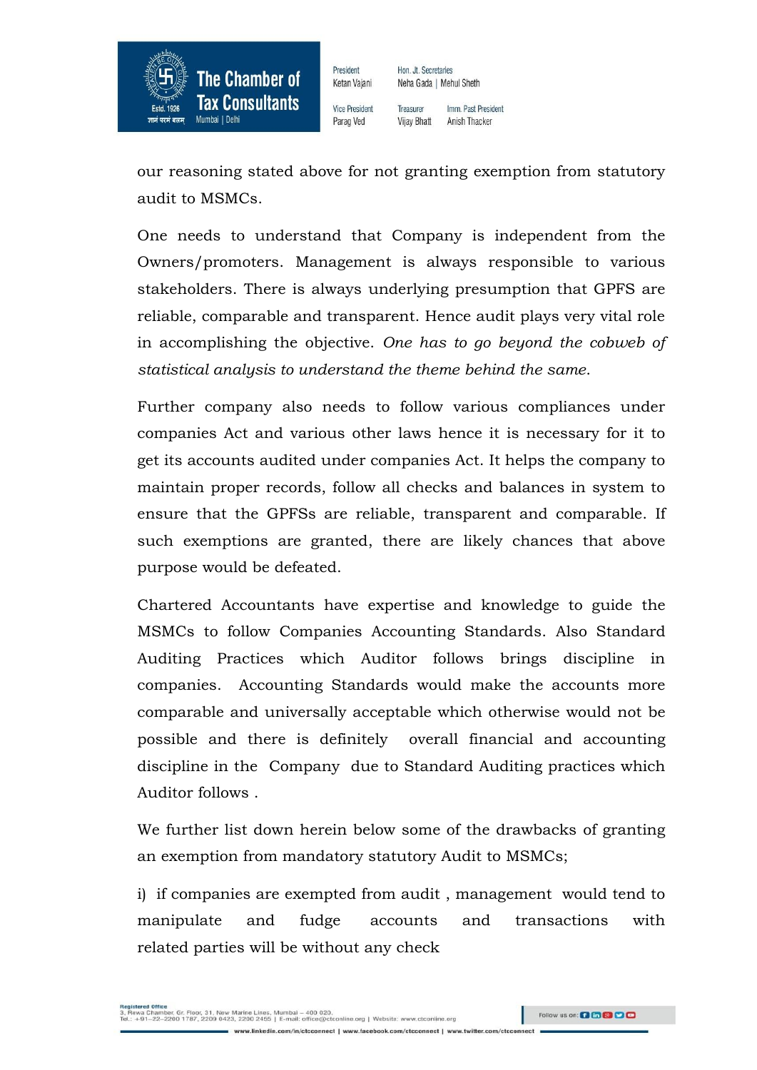our reasoning stated above for not granting exemption from statutory audit to MSMCs.

One needs to understand that Company is independent from the Owners/promoters. Management is always responsible to various stakeholders. There is always underlying presumption that GPFS are reliable, comparable and transparent. Hence audit plays very vital role in accomplishing the objective. *One has to go beyond the cobweb of statistical analysis to understand the theme behind the same.*

Further company also needs to follow various compliances under companies Act and various other laws hence it is necessary for it to get its accounts audited under companies Act. It helps the company to maintain proper records, follow all checks and balances in system to ensure that the GPFSs are reliable, transparent and comparable. If such exemptions are granted, there are likely chances that above purpose would be defeated.

Chartered Accountants have expertise and knowledge to guide the MSMCs to follow Companies Accounting Standards. Also Standard Auditing Practices which Auditor follows brings discipline in companies. Accounting Standards would make the accounts more comparable and universally acceptable which otherwise would not be possible and there is definitely overall financial and accounting discipline in the Company due to Standard Auditing practices which Auditor follows .

We further list down herein below some of the drawbacks of granting an exemption from mandatory statutory Audit to MSMCs;

i) if companies are exempted from audit , management would tend to manipulate and fudge accounts and transactions with related parties will be without any check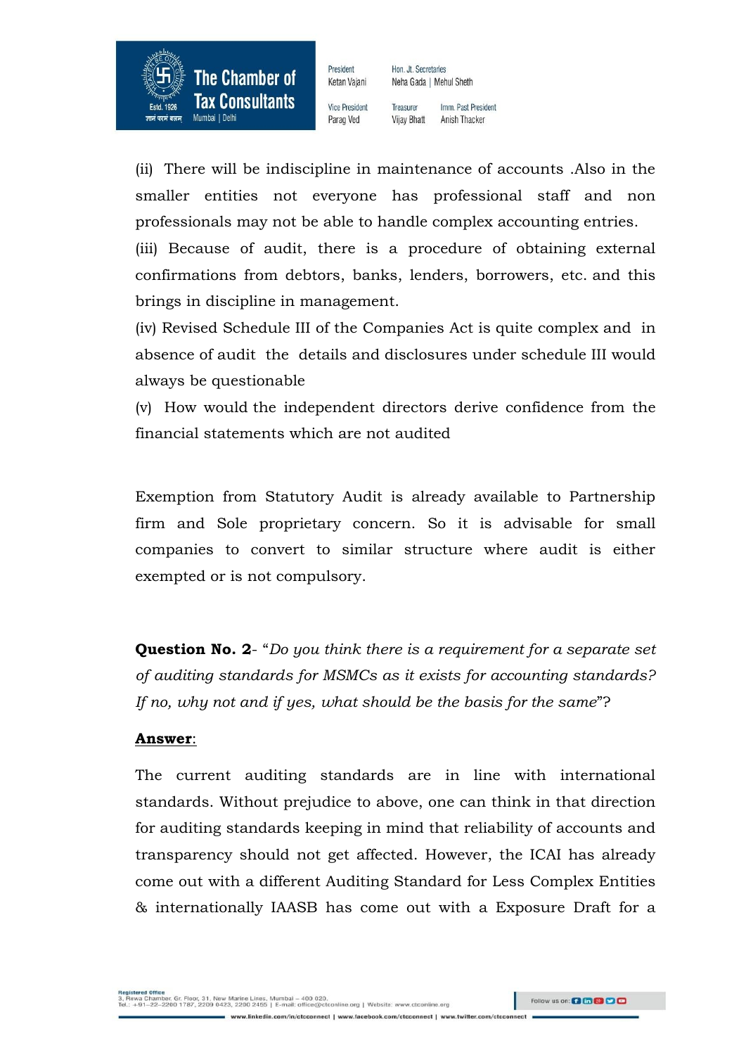(ii) There will be indiscipline in maintenance of accounts .Also in the smaller entities not everyone has professional staff and non professionals may not be able to handle complex accounting entries.

(iii) Because of audit, there is a procedure of obtaining external confirmations from debtors, banks, lenders, borrowers, etc. and this brings in discipline in management.

(iv) Revised Schedule III of the Companies Act is quite complex and in absence of audit the details and disclosures under schedule III would always be questionable

(v) How would the independent directors derive confidence from the financial statements which are not audited

Exemption from Statutory Audit is already available to Partnership firm and Sole proprietary concern. So it is advisable for small companies to convert to similar structure where audit is either exempted or is not compulsory.

**Question No. 2**- "*Do you think there is a requirement for a separate set of auditing standards for MSMCs as it exists for accounting standards? If no, why not and if yes, what should be the basis for the same*"?

**Answer**:

The current auditing standards are in line with international standards. Without prejudice to above, one can think in that direction for auditing standards keeping in mind that reliability of accounts and transparency should not get affected. However, the ICAI has already come out with a different Auditing Standard for Less Complex Entities & internationally IAASB has come out with a Exposure Draft for a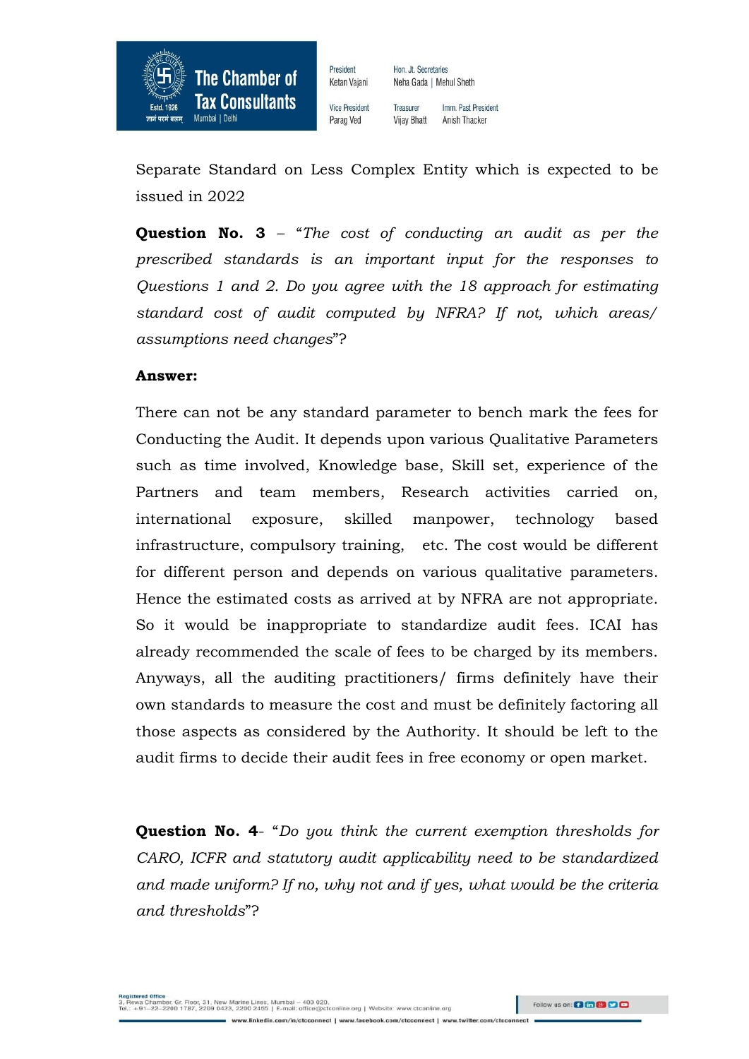Separate Standard on Less Complex Entity which is expected to be issued in 2022

**Question No. 3** – "*The cost of conducting an audit as per the prescribed standards is an important input for the responses to Questions 1 and 2. Do you agree with the 18 approach for estimating standard cost of audit computed by NFRA? If not, which areas/ assumptions need changes*"?

**Answer:**

There can not be any standard parameter to bench mark the fees for Conducting the Audit. It depends upon various Qualitative Parameters such as time involved, Knowledge base, Skill set, experience of the Partners and team members, Research activities carried on, international exposure, skilled manpower, technology based infrastructure, compulsory training, etc. The cost would be different for different person and depends on various qualitative parameters. Hence the estimated costs as arrived at by NFRA are not appropriate. So it would be inappropriate to standardize audit fees. ICAI has already recommended the scale of fees to be charged by its members. Anyways, all the auditing practitioners/ firms definitely have their own standards to measure the cost and must be definitely factoring all those aspects as considered by the Authority. It should be left to the audit firms to decide their audit fees in free economy or open market.

**Question No. 4**- "*Do you think the current exemption thresholds for CARO, ICFR and statutory audit applicability need to be standardized and made uniform? If no, why not and if yes, what would be the criteria and thresholds*"?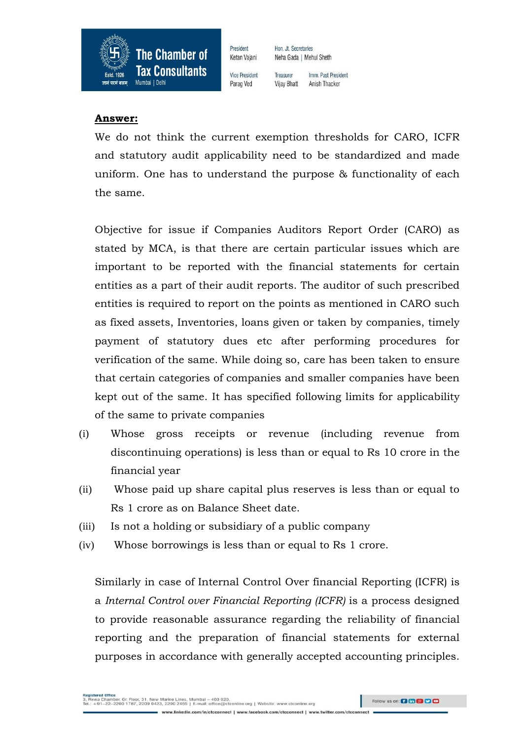**Answer:**

We do not think the current exemption thresholds for CARO, ICFR and statutory audit applicability need to be standardized and made uniform. One has to understand the purpose & functionality of each the same.

Objective for issue if Companies Auditors Report Order (CARO) as stated by MCA, is that there are certain particular issues which are important to be reported with the financial statements for certain entities as a part of their audit reports. The auditor of such prescribed entities is required to report on the points as mentioned in CARO such as fixed assets, Inventories, loans given or taken by companies, timely payment of statutory dues etc after performing procedures for verification of the same. While doing so, care has been taken to ensure that certain categories of companies and smaller companies have been kept out of the same. It has specified following limits for applicability of the same to private companies

(i) Whose gross receipts or revenue (including revenue from discontinuing operations) is less than or equal to Rs 10 crore in the financial year

(ii) Whose paid up share capital plus reserves is less than or equal to Rs 1 crore as on Balance Sheet date.

(iii) Is not a holding or subsidiary of a public company

(iv) Whose borrowings is less than or equal to Rs 1 crore.

Similarly in case of Internal Control Over financial Reporting (ICFR) is a *Internal Control over Financial Reporting (ICFR)* is a process designed to provide reasonable assurance regarding the reliability of financial reporting and the preparation of financial statements for external purposes in accordance with generally accepted accounting principles.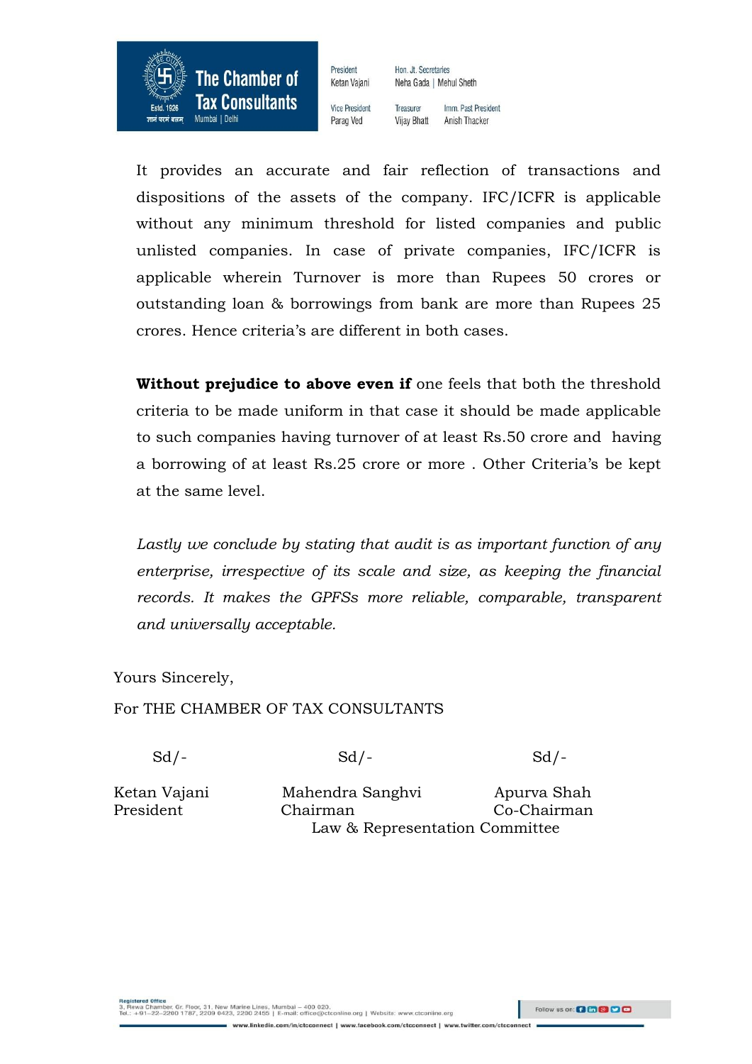It provides an accurate and fair reflection of transactions and dispositions of the assets of the company. IFC/ICFR is applicable without any minimum threshold for listed companies and public unlisted companies. In case of private companies, IFC/ICFR is applicable wherein Turnover is more than Rupees 50 crores or outstanding loan & borrowings from bank are more than Rupees 25 crores. Hence criteria's are different in both cases.

**Without prejudice to above even if** one feels that both the threshold criteria to be made uniform in that case it should be made applicable to such companies having turnover of at least Rs.50 crore and having a borrowing of at least Rs.25 crore or more . Other Criteria's be kept at the same level.

*Lastly we conclude by stating that audit is as important function of any enterprise, irrespective of its scale and size, as keeping the financial records. It makes the GPFSs more reliable, comparable, transparent and universally acceptable.*

Yours Sincerely,

For THE CHAMBER OF TAX CONSULTANTS

| | | |
|---|---|---|
| Sd/- | Sd/- | Sd/- |
| Ketan Vajani<br>President | Mahendra Sanghvi<br>Chairman | Apurva Shah<br>Co-Chairman |

Law & Representation Committee